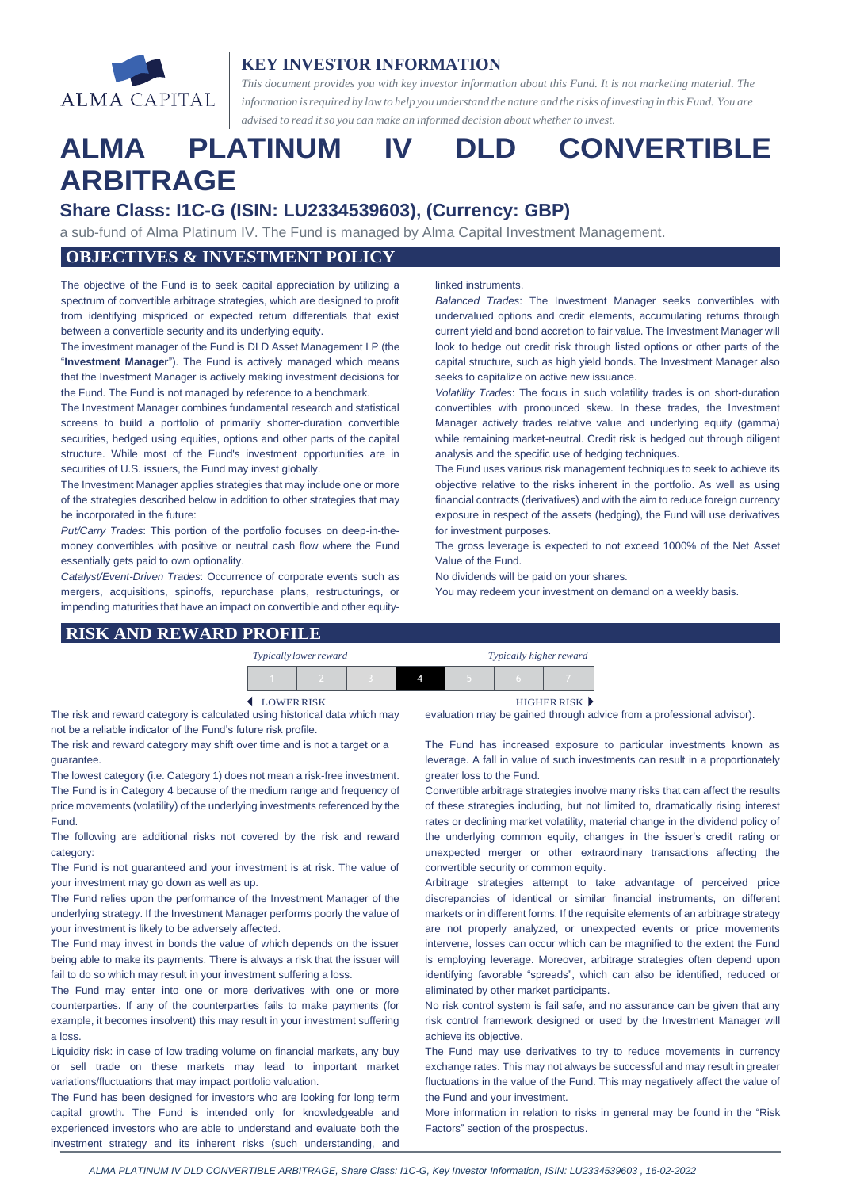## KEY INVESTOR INFORMATION

*This document provides you with key investor information about this Fund. It is not marketing material. The information is required by law to help you understand the nature and the risks of investing in this Fund. You are advised to read it so you can make an informed decision about whether to invest.*

# ALMA PLATINUM IV DLD CONVERTIBLE ARBITRAGE

## Share Class: I1C-G (ISIN: LU2334539603), (Currency: GBP)

a sub-fund of Alma Platinum IV. The Fund is managed by Alma Capital Investment Management.

## OBJECTIVES & INVESTMENT POLICY

The objective of the Fund is to seek capital appreciation by utilizing a spectrum of convertible arbitrage strategies, which are designed to profit from identifying mispriced or expected return differentials that exist between a convertible security and its underlying equity.

The investment manager of the Fund is DLD Asset Management LP (the "**Investment Manager**"). The Fund is actively managed which means that the Investment Manager is actively making investment decisions for the Fund. The Fund is not managed by reference to a benchmark.

The Investment Manager combines fundamental research and statistical screens to build a portfolio of primarily shorter-duration convertible securities, hedged using equities, options and other parts of the capital structure. While most of the Fund's investment opportunities are in securities of U.S. issuers, the Fund may invest globally.

The Investment Manager applies strategies that may include one or more of the strategies described below in addition to other strategies that may be incorporated in the future:

*Put/Carry Trades*: This portion of the portfolio focuses on deep-in-the-money convertibles with positive or neutral cash flow where the Fund essentially gets paid to own optionality.

*Catalyst/Event-Driven Trades*: Occurrence of corporate events such as mergers, acquisitions, spinoffs, repurchase plans, restructurings, or impending maturities that have an impact on convertible and other equity-linked instruments.

*Balanced Trades*: The Investment Manager seeks convertibles with undervalued options and credit elements, accumulating returns through current yield and bond accretion to fair value. The Investment Manager will look to hedge out credit risk through listed options or other parts of the capital structure, such as high yield bonds. The Investment Manager also seeks to capitalize on active new issuance.

*Volatility Trades*: The focus in such volatility trades is on short-duration convertibles with pronounced skew. In these trades, the Investment Manager actively trades relative value and underlying equity (gamma) while remaining market-neutral. Credit risk is hedged out through diligent analysis and the specific use of hedging techniques.

The Fund uses various risk management techniques to seek to achieve its objective relative to the risks inherent in the portfolio. As well as using financial contracts (derivatives) and with the aim to reduce foreign currency exposure in respect of the assets (hedging), the Fund will use derivatives for investment purposes.

The gross leverage is expected to not exceed 1000% of the Net Asset Value of the Fund.

No dividends will be paid on your shares.

You may redeem your investment on demand on a weekly basis.

## RISK AND REWARD PROFILE

| *Typically lower reward* | | | | | | *Typically higher reward* |
|---|---|---|---|---|---|---|
| 1 | 2 | 3 | **4** | 5 | 6 | 7 |
| ◀ LOWER RISK | | | | | | HIGHER RISK ▶ |

The risk and reward category is calculated using historical data which may not be a reliable indicator of the Fund's future risk profile.

The risk and reward category may shift over time and is not a target or a guarantee.

The lowest category (i.e. Category 1) does not mean a risk-free investment. The Fund is in Category 4 because of the medium range and frequency of price movements (volatility) of the underlying investments referenced by the Fund.

The following are additional risks not covered by the risk and reward category:

The Fund is not guaranteed and your investment is at risk. The value of your investment may go down as well as up.

The Fund relies upon the performance of the Investment Manager of the underlying strategy. If the Investment Manager performs poorly the value of your investment is likely to be adversely affected.

The Fund may invest in bonds the value of which depends on the issuer being able to make its payments. There is always a risk that the issuer will fail to do so which may result in your investment suffering a loss.

The Fund may enter into one or more derivatives with one or more counterparties. If any of the counterparties fails to make payments (for example, it becomes insolvent) this may result in your investment suffering a loss.

Liquidity risk: in case of low trading volume on financial markets, any buy or sell trade on these markets may lead to important market variations/fluctuations that may impact portfolio valuation.

The Fund has been designed for investors who are looking for long term capital growth. The Fund is intended only for knowledgeable and experienced investors who are able to understand and evaluate both the investment strategy and its inherent risks (such understanding, and evaluation may be gained through advice from a professional advisor).

The Fund has increased exposure to particular investments known as leverage. A fall in value of such investments can result in a proportionately greater loss to the Fund.

Convertible arbitrage strategies involve many risks that can affect the results of these strategies including, but not limited to, dramatically rising interest rates or declining market volatility, material change in the dividend policy of the underlying common equity, changes in the issuer's credit rating or unexpected merger or other extraordinary transactions affecting the convertible security or common equity.

Arbitrage strategies attempt to take advantage of perceived price discrepancies of identical or similar financial instruments, on different markets or in different forms. If the requisite elements of an arbitrage strategy are not properly analyzed, or unexpected events or price movements intervene, losses can occur which can be magnified to the extent the Fund is employing leverage. Moreover, arbitrage strategies often depend upon identifying favorable "spreads", which can also be identified, reduced or eliminated by other market participants.

No risk control system is fail safe, and no assurance can be given that any risk control framework designed or used by the Investment Manager will achieve its objective.

The Fund may use derivatives to try to reduce movements in currency exchange rates. This may not always be successful and may result in greater fluctuations in the value of the Fund. This may negatively affect the value of the Fund and your investment.

More information in relation to risks in general may be found in the "Risk Factors" section of the prospectus.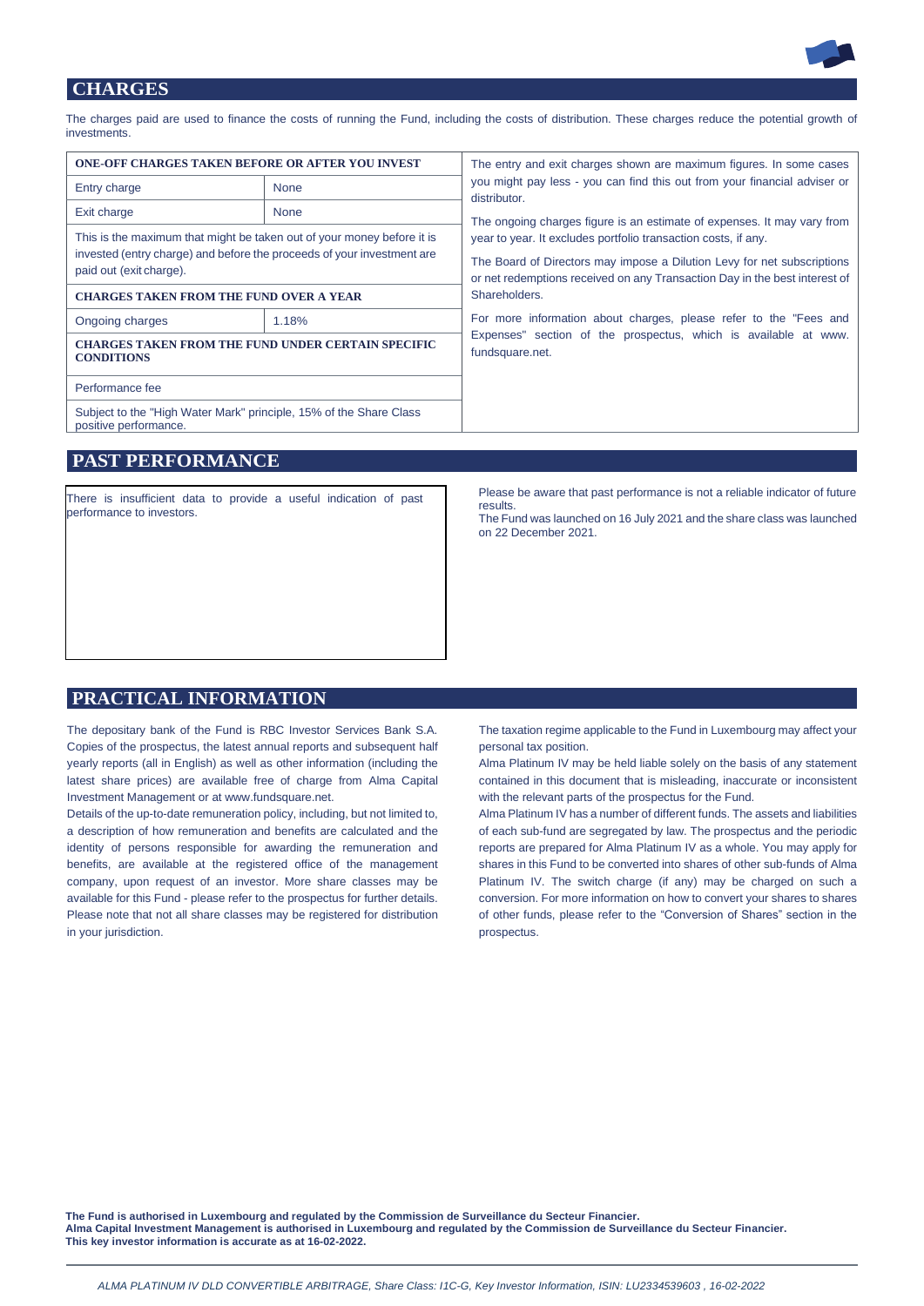## CHARGES

The charges paid are used to finance the costs of running the Fund, including the costs of distribution. These charges reduce the potential growth of investments.

| ONE-OFF CHARGES TAKEN BEFORE OR AFTER YOU INVEST | |
|---|---|
| Entry charge | None |
| Exit charge | None |
| This is the maximum that might be taken out of your money before it is invested (entry charge) and before the proceeds of your investment are paid out (exit charge). | |
| **CHARGES TAKEN FROM THE FUND OVER A YEAR** | |
| Ongoing charges | 1.18% |
| **CHARGES TAKEN FROM THE FUND UNDER CERTAIN SPECIFIC CONDITIONS** | |
| Performance fee | |
| Subject to the "High Water Mark" principle, 15% of the Share Class positive performance. | |

The entry and exit charges shown are maximum figures. In some cases you might pay less - you can find this out from your financial adviser or distributor.

The ongoing charges figure is an estimate of expenses. It may vary from year to year. It excludes portfolio transaction costs, if any.

The Board of Directors may impose a Dilution Levy for net subscriptions or net redemptions received on any Transaction Day in the best interest of Shareholders.

For more information about charges, please refer to the "Fees and Expenses" section of the prospectus, which is available at www.fundsquare.net.

## PAST PERFORMANCE

There is insufficient data to provide a useful indication of past performance to investors.

Please be aware that past performance is not a reliable indicator of future results.

The Fund was launched on 16 July 2021 and the share class was launched on 22 December 2021.

## PRACTICAL INFORMATION

The depositary bank of the Fund is RBC Investor Services Bank S.A. Copies of the prospectus, the latest annual reports and subsequent half yearly reports (all in English) as well as other information (including the latest share prices) are available free of charge from Alma Capital Investment Management or at www.fundsquare.net.

Details of the up-to-date remuneration policy, including, but not limited to, a description of how remuneration and benefits are calculated and the identity of persons responsible for awarding the remuneration and benefits, are available at the registered office of the management company, upon request of an investor. More share classes may be available for this Fund - please refer to the prospectus for further details. Please note that not all share classes may be registered for distribution in your jurisdiction.

The taxation regime applicable to the Fund in Luxembourg may affect your personal tax position.

Alma Platinum IV may be held liable solely on the basis of any statement contained in this document that is misleading, inaccurate or inconsistent with the relevant parts of the prospectus for the Fund.

Alma Platinum IV has a number of different funds. The assets and liabilities of each sub-fund are segregated by law. The prospectus and the periodic reports are prepared for Alma Platinum IV as a whole. You may apply for shares in this Fund to be converted into shares of other sub-funds of Alma Platinum IV. The switch charge (if any) may be charged on such a conversion. For more information on how to convert your shares to shares of other funds, please refer to the "Conversion of Shares" section in the prospectus.

**The Fund is authorised in Luxembourg and regulated by the Commission de Surveillance du Secteur Financier.**
**Alma Capital Investment Management is authorised in Luxembourg and regulated by the Commission de Surveillance du Secteur Financier.**
**This key investor information is accurate as at 16-02-2022.**